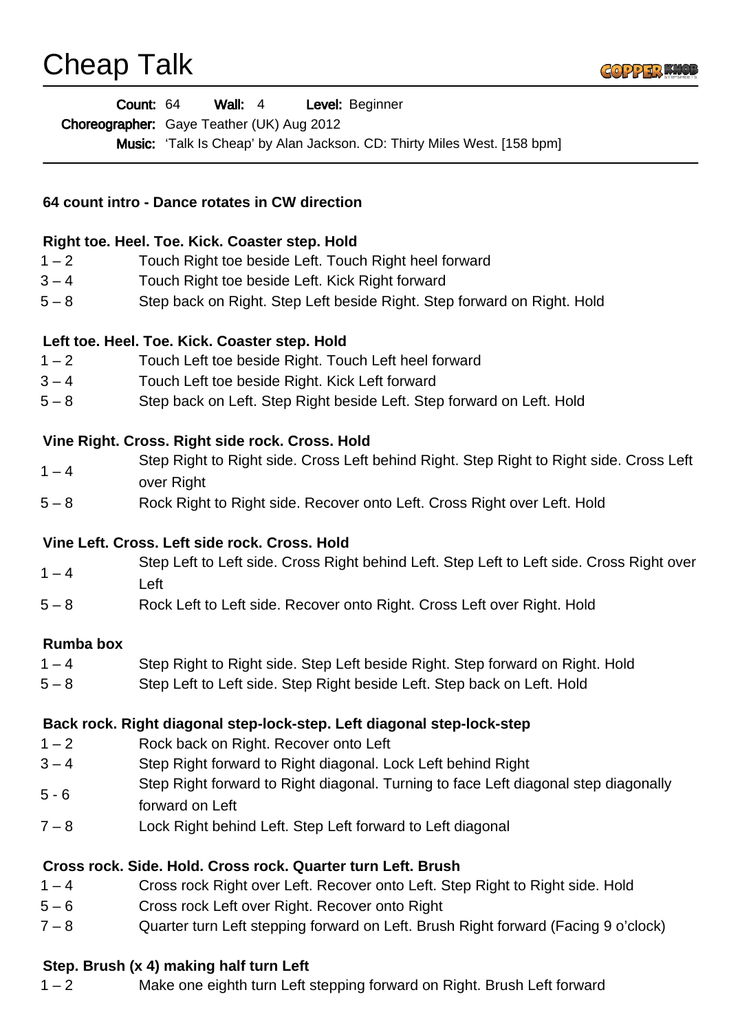# Cheap Talk

**Count:** 64 **Wall:** 4 **Level:** Beginner
**Choreographer:** Gaye Teather (UK) Aug 2012
**Music:** 'Talk Is Cheap' by Alan Jackson. CD: Thirty Miles West. [158 bpm]

---

**64 count intro - Dance rotates in CW direction**

**Right toe. Heel. Toe. Kick. Coaster step. Hold**

| | |
|---|---|
| 1 – 2 | Touch Right toe beside Left. Touch Right heel forward |
| 3 – 4 | Touch Right toe beside Left. Kick Right forward |
| 5 – 8 | Step back on Right. Step Left beside Right. Step forward on Right. Hold |

**Left toe. Heel. Toe. Kick. Coaster step. Hold**

| | |
|---|---|
| 1 – 2 | Touch Left toe beside Right. Touch Left heel forward |
| 3 – 4 | Touch Left toe beside Right. Kick Left forward |
| 5 – 8 | Step back on Left. Step Right beside Left. Step forward on Left. Hold |

**Vine Right. Cross. Right side rock. Cross. Hold**

| | |
|---|---|
| 1 – 4 | Step Right to Right side. Cross Left behind Right. Step Right to Right side. Cross Left over Right |
| 5 – 8 | Rock Right to Right side. Recover onto Left. Cross Right over Left. Hold |

**Vine Left. Cross. Left side rock. Cross. Hold**

| | |
|---|---|
| 1 – 4 | Step Left to Left side. Cross Right behind Left. Step Left to Left side. Cross Right over Left |
| 5 – 8 | Rock Left to Left side. Recover onto Right. Cross Left over Right. Hold |

**Rumba box**

| | |
|---|---|
| 1 – 4 | Step Right to Right side. Step Left beside Right. Step forward on Right. Hold |
| 5 – 8 | Step Left to Left side. Step Right beside Left. Step back on Left. Hold |

**Back rock. Right diagonal step-lock-step. Left diagonal step-lock-step**

| | |
|---|---|
| 1 – 2 | Rock back on Right. Recover onto Left |
| 3 – 4 | Step Right forward to Right diagonal. Lock Left behind Right |
| 5 - 6 | Step Right forward to Right diagonal. Turning to face Left diagonal step diagonally forward on Left |
| 7 – 8 | Lock Right behind Left. Step Left forward to Left diagonal |

**Cross rock. Side. Hold. Cross rock. Quarter turn Left. Brush**

| | |
|---|---|
| 1 – 4 | Cross rock Right over Left. Recover onto Left. Step Right to Right side. Hold |
| 5 – 6 | Cross rock Left over Right. Recover onto Right |
| 7 – 8 | Quarter turn Left stepping forward on Left. Brush Right forward (Facing 9 o'clock) |

**Step. Brush (x 4) making half turn Left**

| | |
|---|---|
| 1 – 2 | Make one eighth turn Left stepping forward on Right. Brush Left forward |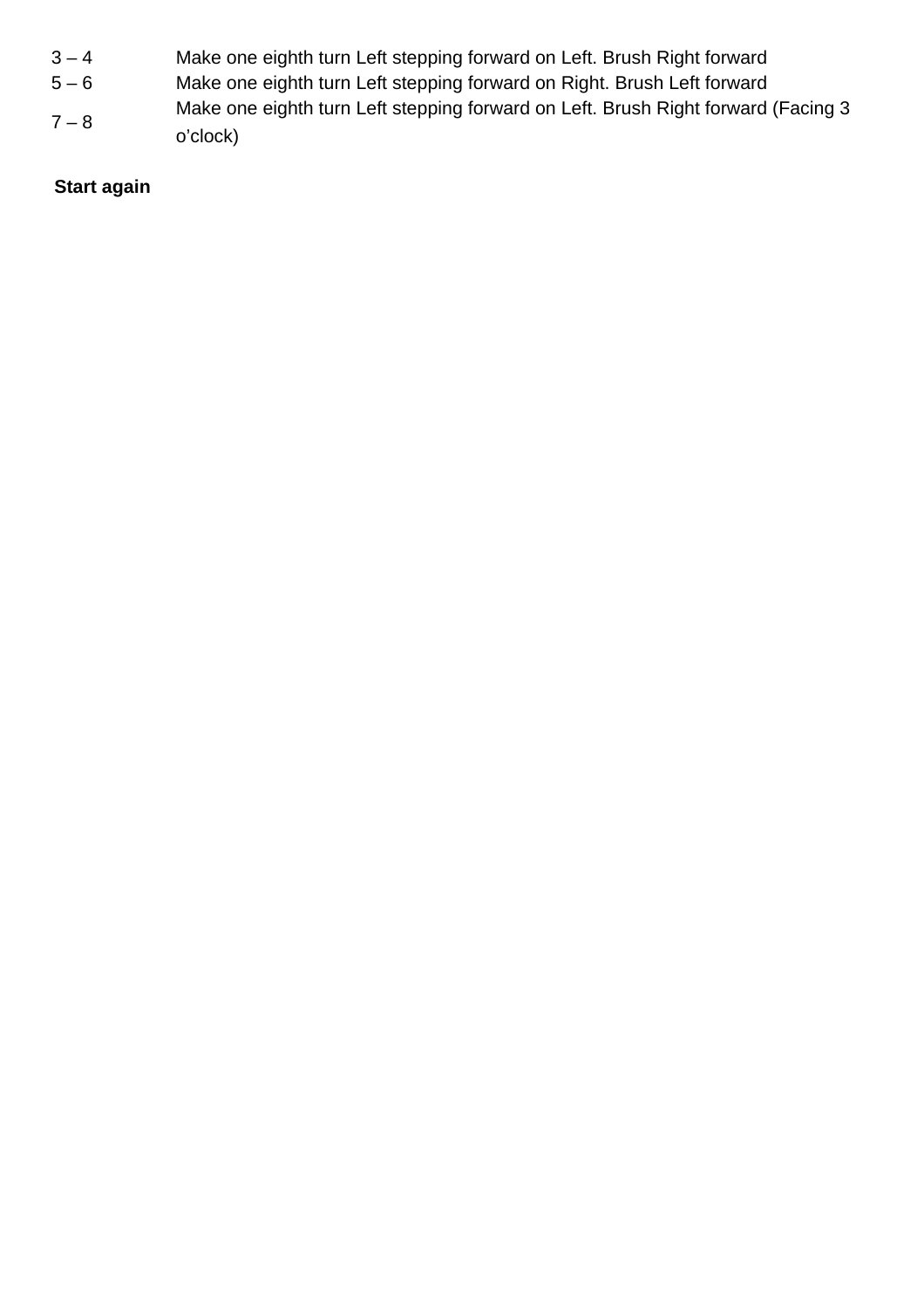| | |
|---|---|
| 3 – 4 | Make one eighth turn Left stepping forward on Left. Brush Right forward |
| 5 – 6 | Make one eighth turn Left stepping forward on Right. Brush Left forward |
| 7 – 8 | Make one eighth turn Left stepping forward on Left. Brush Right forward (Facing 3 o'clock) |

**Start again**